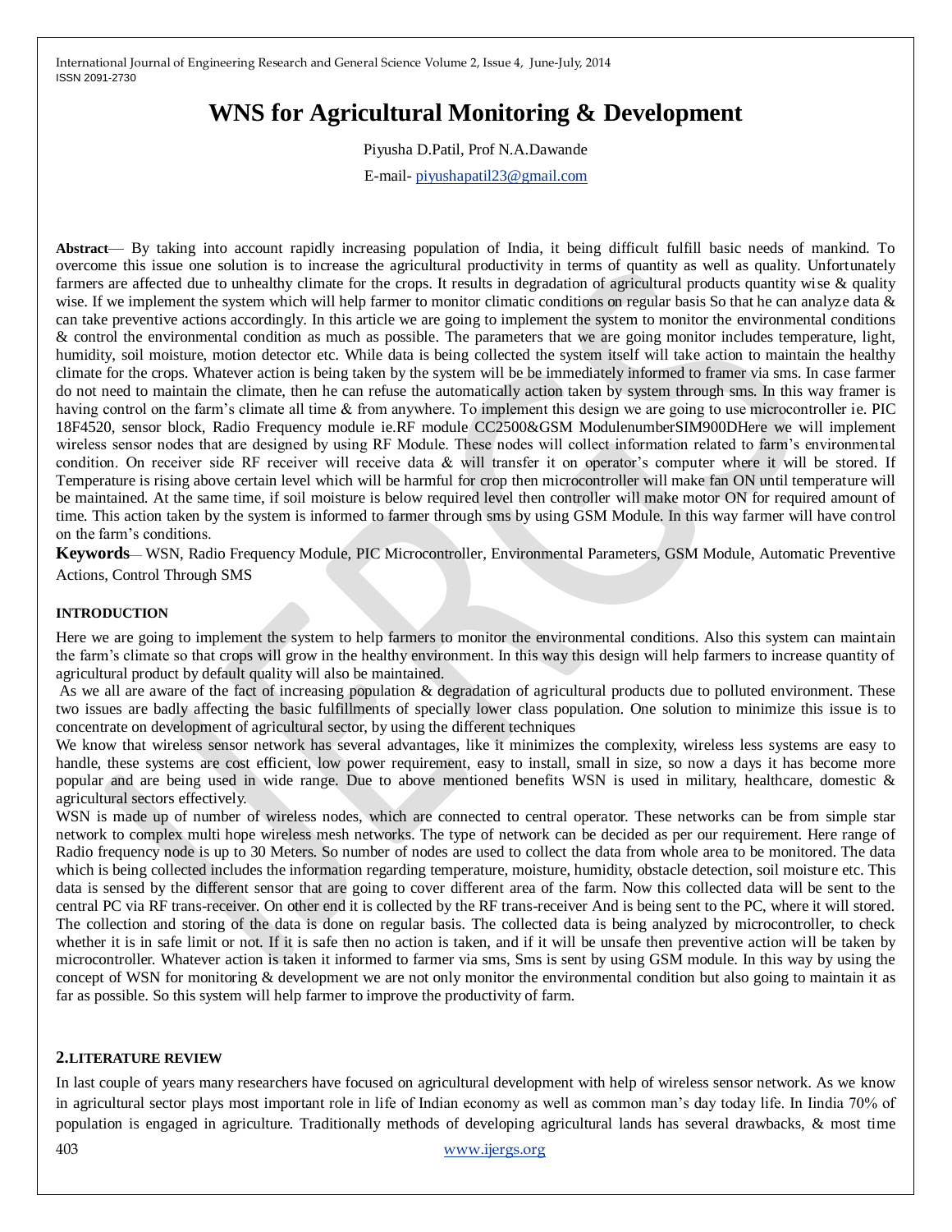# WNS for Agricultural Monitoring & Development

Piyusha D.Patil, Prof N.A.Dawande

E-mail- piyushapatil23@gmail.com

**Abstract**— By taking into account rapidly increasing population of India, it being difficult fulfill basic needs of mankind. To overcome this issue one solution is to increase the agricultural productivity in terms of quantity as well as quality. Unfortunately farmers are affected due to unhealthy climate for the crops. It results in degradation of agricultural products quantity wise & quality wise. If we implement the system which will help farmer to monitor climatic conditions on regular basis So that he can analyze data & can take preventive actions accordingly. In this article we are going to implement the system to monitor the environmental conditions & control the environmental condition as much as possible. The parameters that we are going monitor includes temperature, light, humidity, soil moisture, motion detector etc. While data is being collected the system itself will take action to maintain the healthy climate for the crops. Whatever action is being taken by the system will be be immediately informed to framer via sms. In case farmer do not need to maintain the climate, then he can refuse the automatically action taken by system through sms. In this way framer is having control on the farm's climate all time & from anywhere. To implement this design we are going to use microcontroller ie. PIC 18F4520, sensor block, Radio Frequency module ie.RF module CC2500&GSM ModulenumberSIM900DHere we will implement wireless sensor nodes that are designed by using RF Module. These nodes will collect information related to farm's environmental condition. On receiver side RF receiver will receive data & will transfer it on operator's computer where it will be stored. If Temperature is rising above certain level which will be harmful for crop then microcontroller will make fan ON until temperature will be maintained. At the same time, if soil moisture is below required level then controller will make motor ON for required amount of time. This action taken by the system is informed to farmer through sms by using GSM Module. In this way farmer will have control on the farm's conditions.

**Keywords**— WSN, Radio Frequency Module, PIC Microcontroller, Environmental Parameters, GSM Module, Automatic Preventive Actions, Control Through SMS

## INTRODUCTION

Here we are going to implement the system to help farmers to monitor the environmental conditions. Also this system can maintain the farm's climate so that crops will grow in the healthy environment. In this way this design will help farmers to increase quantity of agricultural product by default quality will also be maintained.

As we all are aware of the fact of increasing population & degradation of agricultural products due to polluted environment. These two issues are badly affecting the basic fulfillments of specially lower class population. One solution to minimize this issue is to concentrate on development of agricultural sector, by using the different techniques

We know that wireless sensor network has several advantages, like it minimizes the complexity, wireless less systems are easy to handle, these systems are cost efficient, low power requirement, easy to install, small in size, so now a days it has become more popular and are being used in wide range. Due to above mentioned benefits WSN is used in military, healthcare, domestic & agricultural sectors effectively.

WSN is made up of number of wireless nodes, which are connected to central operator. These networks can be from simple star network to complex multi hope wireless mesh networks. The type of network can be decided as per our requirement. Here range of Radio frequency node is up to 30 Meters. So number of nodes are used to collect the data from whole area to be monitored. The data which is being collected includes the information regarding temperature, moisture, humidity, obstacle detection, soil moisture etc. This data is sensed by the different sensor that are going to cover different area of the farm. Now this collected data will be sent to the central PC via RF trans-receiver. On other end it is collected by the RF trans-receiver And is being sent to the PC, where it will stored. The collection and storing of the data is done on regular basis. The collected data is being analyzed by microcontroller, to check whether it is in safe limit or not. If it is safe then no action is taken, and if it will be unsafe then preventive action will be taken by microcontroller. Whatever action is taken it informed to farmer via sms, Sms is sent by using GSM module. In this way by using the concept of WSN for monitoring & development we are not only monitor the environmental condition but also going to maintain it as far as possible. So this system will help farmer to improve the productivity of farm.

## 2.LITERATURE REVIEW

In last couple of years many researchers have focused on agricultural development with help of wireless sensor network. As we know in agricultural sector plays most important role in life of Indian economy as well as common man's day today life. In Iindia 70% of population is engaged in agriculture. Traditionally methods of developing agricultural lands has several drawbacks, & most time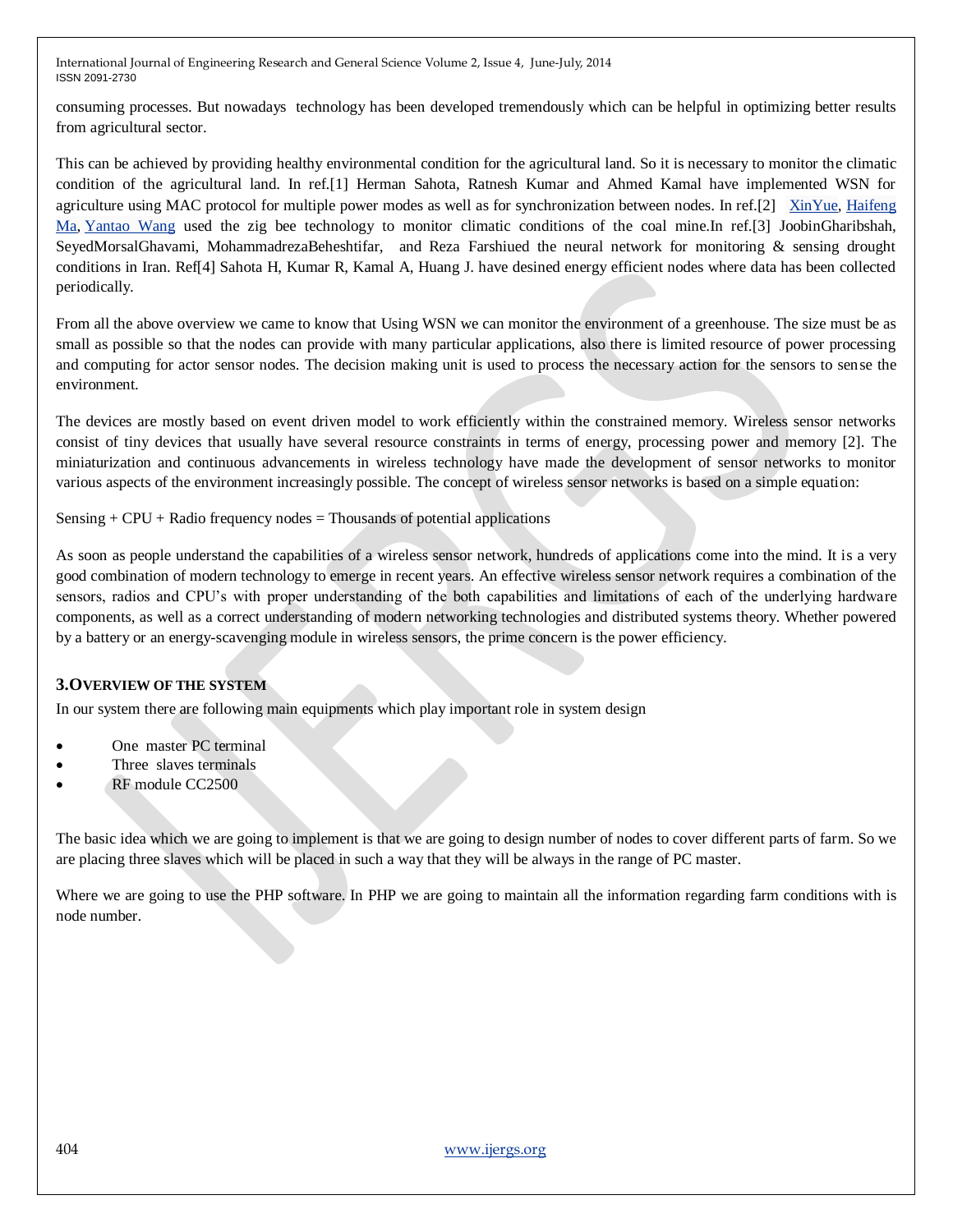consuming processes. But nowadays technology has been developed tremendously which can be helpful in optimizing better results from agricultural sector.

This can be achieved by providing healthy environmental condition for the agricultural land. So it is necessary to monitor the climatic condition of the agricultural land. In ref.[1] Herman Sahota, Ratnesh Kumar and Ahmed Kamal have implemented WSN for agriculture using MAC protocol for multiple power modes as well as for synchronization between nodes. In ref.[2] XinYue, Haifeng Ma, Yantao Wang used the zig bee technology to monitor climatic conditions of the coal mine.In ref.[3] JoobinGharibshah, SeyedMorsalGhavami, MohammadrezaBeheshtifar, and Reza Farshiued the neural network for monitoring & sensing drought conditions in Iran. Ref[4] Sahota H, Kumar R, Kamal A, Huang J. have desined energy efficient nodes where data has been collected periodically.

From all the above overview we came to know that Using WSN we can monitor the environment of a greenhouse. The size must be as small as possible so that the nodes can provide with many particular applications, also there is limited resource of power processing and computing for actor sensor nodes. The decision making unit is used to process the necessary action for the sensors to sense the environment.

The devices are mostly based on event driven model to work efficiently within the constrained memory. Wireless sensor networks consist of tiny devices that usually have several resource constraints in terms of energy, processing power and memory [2]. The miniaturization and continuous advancements in wireless technology have made the development of sensor networks to monitor various aspects of the environment increasingly possible. The concept of wireless sensor networks is based on a simple equation:

Sensing + CPU + Radio frequency nodes = Thousands of potential applications

As soon as people understand the capabilities of a wireless sensor network, hundreds of applications come into the mind. It is a very good combination of modern technology to emerge in recent years. An effective wireless sensor network requires a combination of the sensors, radios and CPU's with proper understanding of the both capabilities and limitations of each of the underlying hardware components, as well as a correct understanding of modern networking technologies and distributed systems theory. Whether powered by a battery or an energy-scavenging module in wireless sensors, the prime concern is the power efficiency.

## 3.OVERVIEW OF THE SYSTEM

In our system there are following main equipments which play important role in system design

- One master PC terminal
- Three slaves terminals
- RF module CC2500

The basic idea which we are going to implement is that we are going to design number of nodes to cover different parts of farm. So we are placing three slaves which will be placed in such a way that they will be always in the range of PC master.

Where we are going to use the PHP software. In PHP we are going to maintain all the information regarding farm conditions with is node number.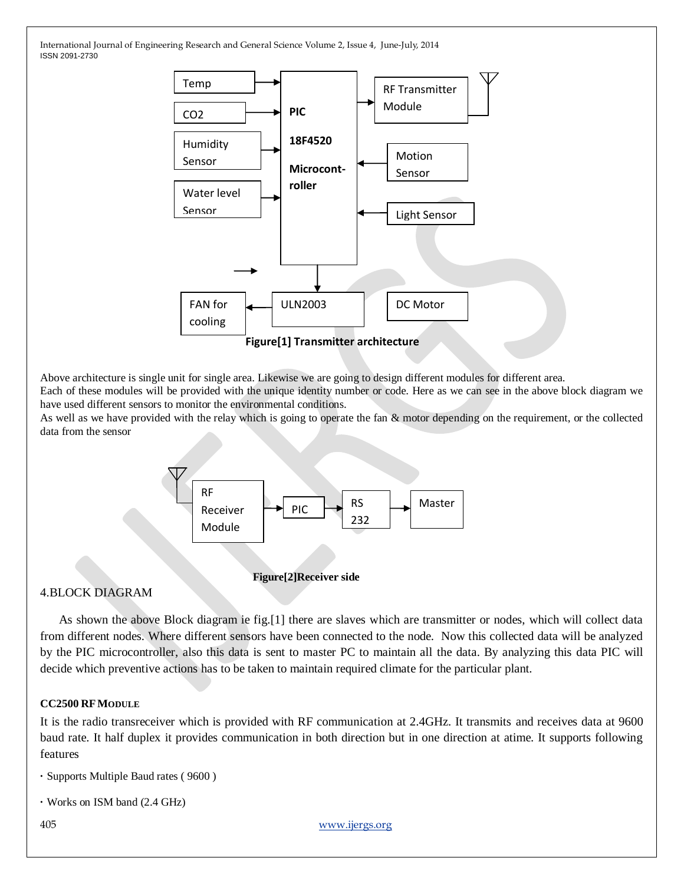Figure[1] Transmitter architecture

Above architecture is single unit for single area. Likewise we are going to design different modules for different area.
Each of these modules will be provided with the unique identity number or code. Here as we can see in the above block diagram we have used different sensors to monitor the environmental conditions.
As well as we have provided with the relay which is going to operate the fan & motor depending on the requirement, or the collected data from the sensor

Figure[2]Receiver side

## 4.BLOCK DIAGRAM

As shown the above Block diagram ie fig.[1] there are slaves which are transmitter or nodes, which will collect data from different nodes. Where different sensors have been connected to the node. Now this collected data will be analyzed by the PIC microcontroller, also this data is sent to master PC to maintain all the data. By analyzing this data PIC will decide which preventive actions has to be taken to maintain required climate for the particular plant.

### CC2500 RF MODULE

It is the radio transreceiver which is provided with RF communication at 2.4GHz. It transmits and receives data at 9600 baud rate. It half duplex it provides communication in both direction but in one direction at atime. It supports following features

- Supports Multiple Baud rates ( 9600 )
- Works on ISM band (2.4 GHz)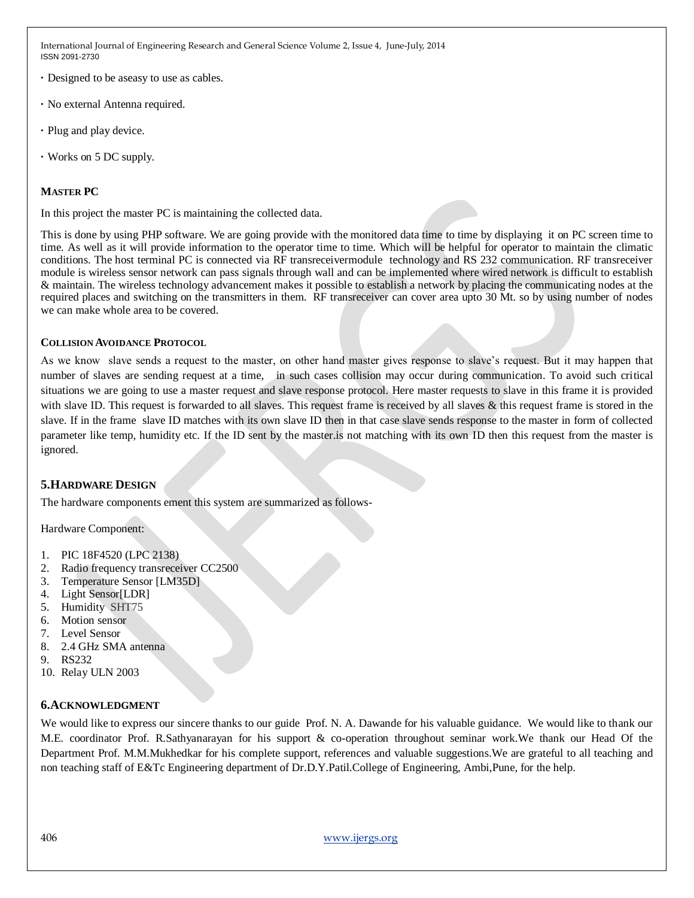· Designed to be aseasy to use as cables.

· No external Antenna required.

· Plug and play device.

· Works on 5 DC supply.

#### MASTER PC

In this project the master PC is maintaining the collected data.

This is done by using PHP software. We are going provide with the monitored data time to time by displaying it on PC screen time to time. As well as it will provide information to the operator time to time. Which will be helpful for operator to maintain the climatic conditions. The host terminal PC is connected via RF transreceivermodule technology and RS 232 communication. RF transreceiver module is wireless sensor network can pass signals through wall and can be implemented where wired network is difficult to establish & maintain. The wireless technology advancement makes it possible to establish a network by placing the communicating nodes at the required places and switching on the transmitters in them. RF transreceiver can cover area upto 30 Mt. so by using number of nodes we can make whole area to be covered.

#### COLLISION AVOIDANCE PROTOCOL

As we know slave sends a request to the master, on other hand master gives response to slave's request. But it may happen that number of slaves are sending request at a time, in such cases collision may occur during communication. To avoid such critical situations we are going to use a master request and slave response protocol. Here master requests to slave in this frame it is provided with slave ID. This request is forwarded to all slaves. This request frame is received by all slaves & this request frame is stored in the slave. If in the frame slave ID matches with its own slave ID then in that case slave sends response to the master in form of collected parameter like temp, humidity etc. If the ID sent by the master.is not matching with its own ID then this request from the master is ignored.

### 5.HARDWARE DESIGN

The hardware components ement this system are summarized as follows-

Hardware Component:

1. PIC 18F4520 (LPC 2138)
2. Radio frequency transreceiver CC2500
3. Temperature Sensor [LM35D]
4. Light Sensor[LDR]
5. Humidity SHT75
6. Motion sensor
7. Level Sensor
8. 2.4 GHz SMA antenna
9. RS232
10. Relay ULN 2003

### 6.ACKNOWLEDGMENT

We would like to express our sincere thanks to our guide Prof. N. A. Dawande for his valuable guidance. We would like to thank our M.E. coordinator Prof. R.Sathyanarayan for his support & co-operation throughout seminar work.We thank our Head Of the Department Prof. M.M.Mukhedkar for his complete support, references and valuable suggestions.We are grateful to all teaching and non teaching staff of E&Tc Engineering department of Dr.D.Y.Patil.College of Engineering, Ambi,Pune, for the help.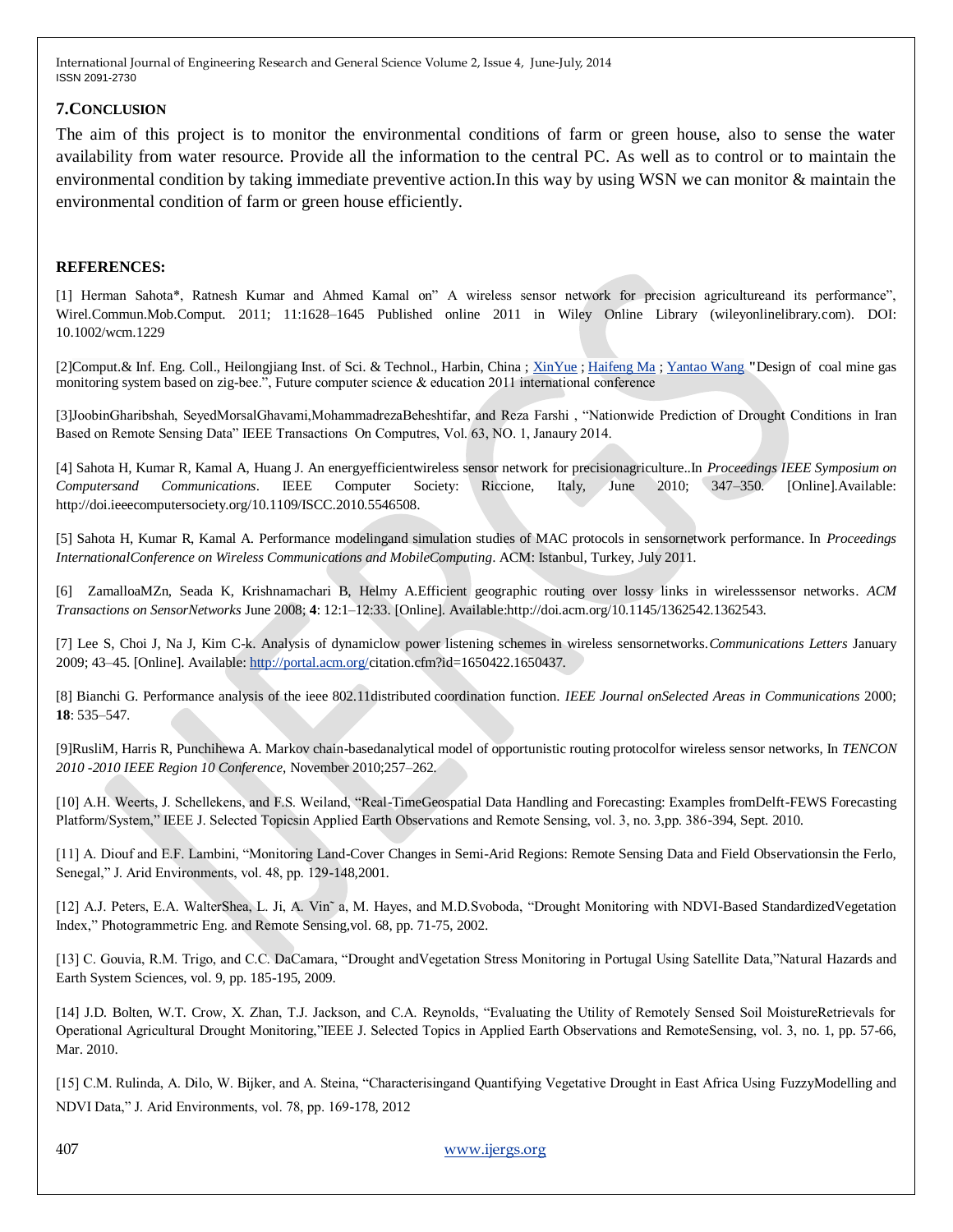## 7.CONCLUSION

The aim of this project is to monitor the environmental conditions of farm or green house, also to sense the water availability from water resource. Provide all the information to the central PC. As well as to control or to maintain the environmental condition by taking immediate preventive action.In this way by using WSN we can monitor & maintain the environmental condition of farm or green house efficiently.

**REFERENCES:**

[1] Herman Sahota*, Ratnesh Kumar and Ahmed Kamal on" A wireless sensor network for precision agricultureand its performance", Wirel.Commun.Mob.Comput. 2011; 11:1628–1645 Published online 2011 in Wiley Online Library (wileyonlinelibrary.com). DOI: 10.1002/wcm.1229

[2]Comput.& Inf. Eng. Coll., Heilongjiang Inst. of Sci. & Technol., Harbin, China ; XinYue ; Haifeng Ma ; Yantao Wang **"**Design of coal mine gas monitoring system based on zig-bee.", Future computer science & education 2011 international conference

[3]JoobinGharibshah, SeyedMorsalGhavami,MohammadrezaBeheshtifar, and Reza Farshi , "Nationwide Prediction of Drought Conditions in Iran Based on Remote Sensing Data" IEEE Transactions On Computres, Vol. 63, NO. 1, Janaury 2014.

[4] Sahota H, Kumar R, Kamal A, Huang J. An energyefficientwireless sensor network for precisionagriculture..In *Proceedings IEEE Symposium on Computersand Communications*. IEEE Computer Society: Riccione, Italy, June 2010; 347–350. [Online].Available: http://doi.ieeecomputersociety.org/10.1109/ISCC.2010.5546508.

[5] Sahota H, Kumar R, Kamal A. Performance modelingand simulation studies of MAC protocols in sensornetwork performance. In *Proceedings InternationalConference on Wireless Communications and MobileComputing*. ACM: Istanbul, Turkey, July 2011.

[6] ZamalloaMZn, Seada K, Krishnamachari B, Helmy A.Efficient geographic routing over lossy links in wirelesssensor networks. *ACM Transactions on SensorNetworks* June 2008; **4**: 12:1–12:33. [Online]. Available:http://doi.acm.org/10.1145/1362542.1362543.

[7] Lee S, Choi J, Na J, Kim C-k. Analysis of dynamiclow power listening schemes in wireless sensornetworks.*Communications Letters* January 2009; 43–45. [Online]. Available: http://portal.acm.org/citation.cfm?id=1650422.1650437.

[8] Bianchi G. Performance analysis of the ieee 802.11distributed coordination function. *IEEE Journal onSelected Areas in Communications* 2000; **18**: 535–547.

[9]RusliM, Harris R, Punchihewa A. Markov chain-basedanalytical model of opportunistic routing protocolfor wireless sensor networks, In *TENCON 2010 -2010 IEEE Region 10 Conference*, November 2010;257–262.

[10] A.H. Weerts, J. Schellekens, and F.S. Weiland, "Real-TimeGeospatial Data Handling and Forecasting: Examples fromDelft-FEWS Forecasting Platform/System," IEEE J. Selected Topicsin Applied Earth Observations and Remote Sensing, vol. 3, no. 3,pp. 386-394, Sept. 2010.

[11] A. Diouf and E.F. Lambini, "Monitoring Land-Cover Changes in Semi-Arid Regions: Remote Sensing Data and Field Observationsin the Ferlo, Senegal," J. Arid Environments, vol. 48, pp. 129-148,2001.

[12] A.J. Peters, E.A. WalterShea, L. Ji, A. Vin˜ a, M. Hayes, and M.D.Svoboda, "Drought Monitoring with NDVI-Based StandardizedVegetation Index," Photogrammetric Eng. and Remote Sensing,vol. 68, pp. 71-75, 2002.

[13] C. Gouvia, R.M. Trigo, and C.C. DaCamara, "Drought andVegetation Stress Monitoring in Portugal Using Satellite Data,"Natural Hazards and Earth System Sciences, vol. 9, pp. 185-195, 2009.

[14] J.D. Bolten, W.T. Crow, X. Zhan, T.J. Jackson, and C.A. Reynolds, "Evaluating the Utility of Remotely Sensed Soil MoistureRetrievals for Operational Agricultural Drought Monitoring,"IEEE J. Selected Topics in Applied Earth Observations and RemoteSensing, vol. 3, no. 1, pp. 57-66, Mar. 2010.

[15] C.M. Rulinda, A. Dilo, W. Bijker, and A. Steina, "Characterisingand Quantifying Vegetative Drought in East Africa Using FuzzyModelling and NDVI Data," J. Arid Environments, vol. 78, pp. 169-178, 2012